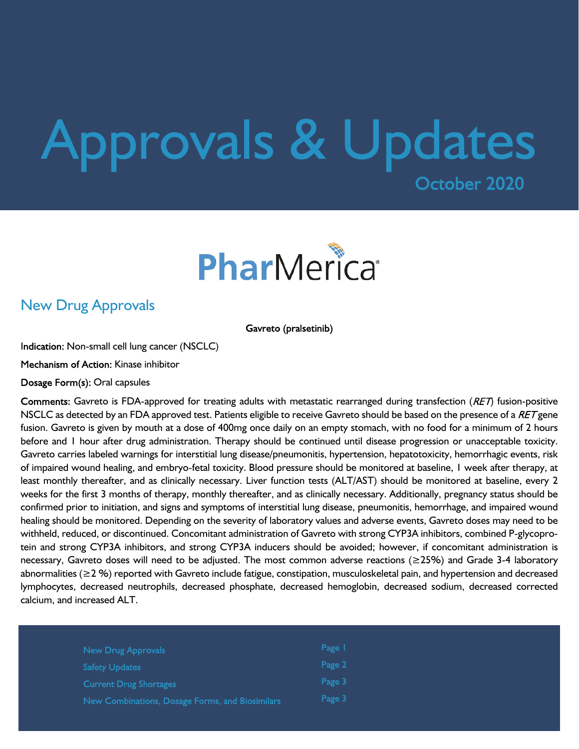# Approvals & Updates

October 2020

PharMerica

## New Drug Approvals

**Gavreto (pralsetinib)**

**Indication:** Non-small cell lung cancer (NSCLC)

**Mechanism of Action:** Kinase inhibitor

**Dosage Form(s):** Oral capsules

**Comments:** Gavreto is FDA-approved for treating adults with metastatic rearranged during transfection (*RET*) fusion-positive NSCLC as detected by an FDA approved test. Patients eligible to receive Gavreto should be based on the presence of a *RET* gene fusion. Gavreto is given by mouth at a dose of 400mg once daily on an empty stomach, with no food for a minimum of 2 hours before and 1 hour after drug administration. Therapy should be continued until disease progression or unacceptable toxicity. Gavreto carries labeled warnings for interstitial lung disease/pneumonitis, hypertension, hepatotoxicity, hemorrhagic events, risk of impaired wound healing, and embryo-fetal toxicity. Blood pressure should be monitored at baseline, 1 week after therapy, at least monthly thereafter, and as clinically necessary. Liver function tests (ALT/AST) should be monitored at baseline, every 2 weeks for the first 3 months of therapy, monthly thereafter, and as clinically necessary. Additionally, pregnancy status should be confirmed prior to initiation, and signs and symptoms of interstitial lung disease, pneumonitis, hemorrhage, and impaired wound healing should be monitored. Depending on the severity of laboratory values and adverse events, Gavreto doses may need to be withheld, reduced, or discontinued. Concomitant administration of Gavreto with strong CYP3A inhibitors, combined P-glycoprotein and strong CYP3A inhibitors, and strong CYP3A inducers should be avoided; however, if concomitant administration is necessary, Gavreto doses will need to be adjusted. The most common adverse reactions (≥25%) and Grade 3-4 laboratory abnormalities (≥2 %) reported with Gavreto include fatigue, constipation, musculoskeletal pain, and hypertension and decreased lymphocytes, decreased neutrophils, decreased phosphate, decreased hemoglobin, decreased sodium, decreased corrected calcium, and increased ALT.

| | |
|---|---|
| New Drug Approvals | Page 1 |
| Safety Updates | Page 2 |
| Current Drug Shortages | Page 3 |
| New Combinations, Dosage Forms, and Biosimilars | Page 3 |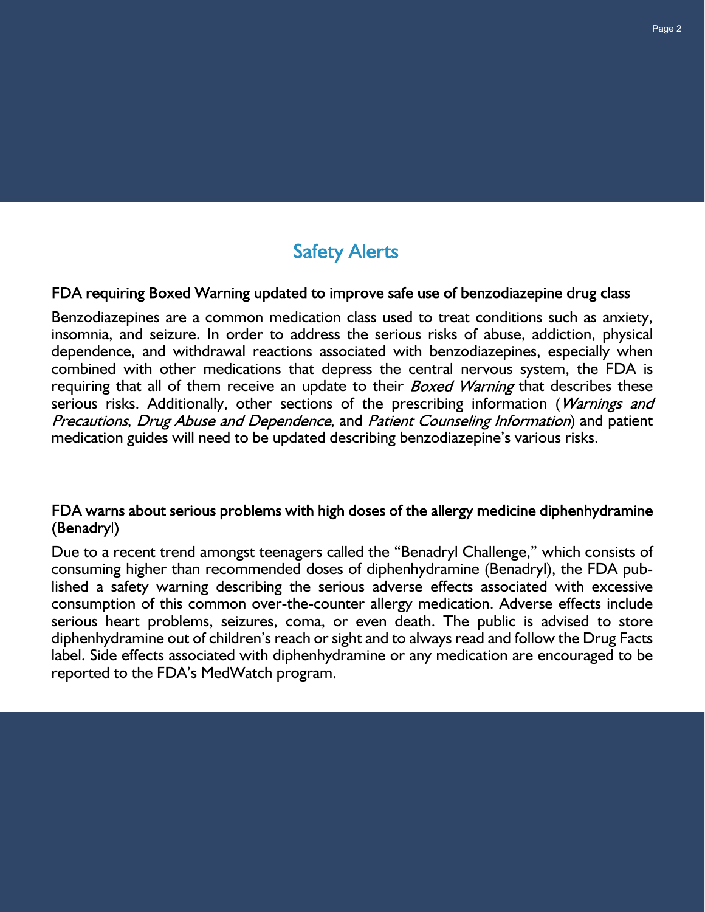## Safety Alerts

### FDA requiring Boxed Warning updated to improve safe use of benzodiazepine drug class

Benzodiazepines are a common medication class used to treat conditions such as anxiety, insomnia, and seizure. In order to address the serious risks of abuse, addiction, physical dependence, and withdrawal reactions associated with benzodiazepines, especially when combined with other medications that depress the central nervous system, the FDA is requiring that all of them receive an update to their *Boxed Warning* that describes these serious risks. Additionally, other sections of the prescribing information (*Warnings and Precautions*, *Drug Abuse and Dependence*, and *Patient Counseling Information*) and patient medication guides will need to be updated describing benzodiazepine's various risks.

### FDA warns about serious problems with high doses of the allergy medicine diphenhydramine (Benadryl)

Due to a recent trend amongst teenagers called the "Benadryl Challenge," which consists of consuming higher than recommended doses of diphenhydramine (Benadryl), the FDA published a safety warning describing the serious adverse effects associated with excessive consumption of this common over-the-counter allergy medication. Adverse effects include serious heart problems, seizures, coma, or even death. The public is advised to store diphenhydramine out of children's reach or sight and to always read and follow the Drug Facts label. Side effects associated with diphenhydramine or any medication are encouraged to be reported to the FDA's MedWatch program.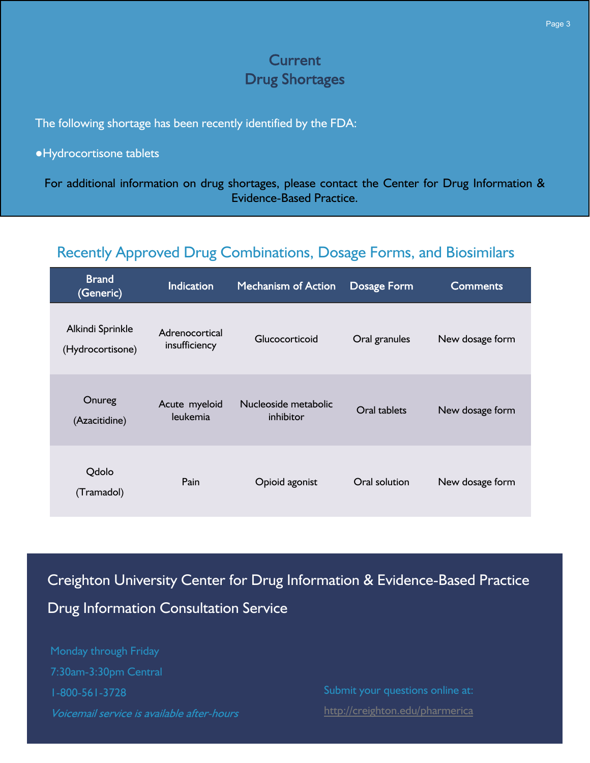## Current Drug Shortages

The following shortage has been recently identified by the FDA:

- Hydrocortisone tablets

For additional information on drug shortages, please contact the Center for Drug Information & Evidence-Based Practice.

## Recently Approved Drug Combinations, Dosage Forms, and Biosimilars

| Brand (Generic) | Indication | Mechanism of Action | Dosage Form | Comments |
|---|---|---|---|---|
| Alkindi Sprinkle (Hydrocortisone) | Adrenocortical insufficiency | Glucocorticoid | Oral granules | New dosage form |
| Onureg (Azacitidine) | Acute myeloid leukemia | Nucleoside metabolic inhibitor | Oral tablets | New dosage form |
| Qdolo (Tramadol) | Pain | Opioid agonist | Oral solution | New dosage form |

## Creighton University Center for Drug Information & Evidence-Based Practice

## Drug Information Consultation Service

Monday through Friday

7:30am-3:30pm Central

1-800-561-3728

*Voicemail service is available after-hours*

Submit your questions online at:

http://creighton.edu/pharmerica